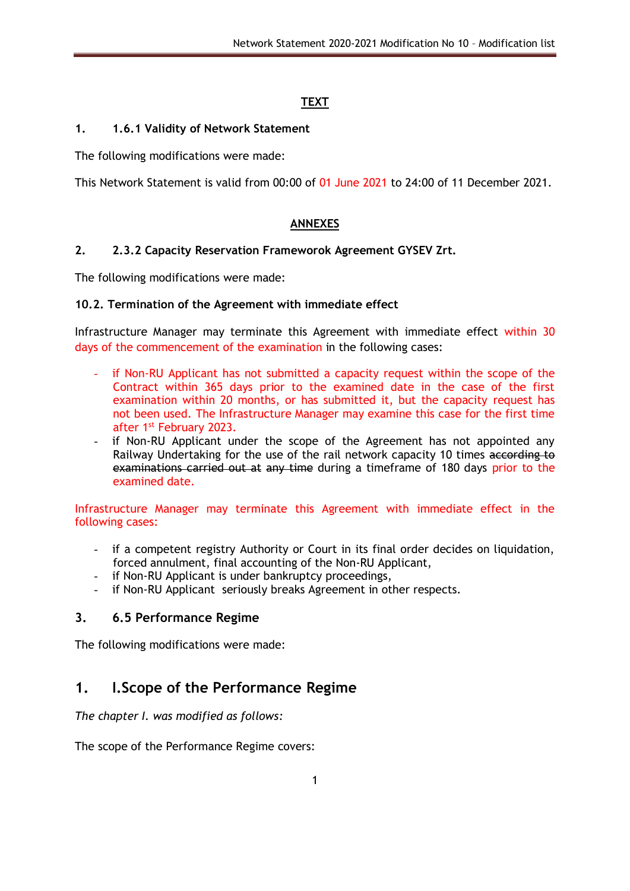## TEXT

### 1. 1.6.1 Validity of Network Statement

The following modifications were made:

This Network Statement is valid from 00:00 of 01 June 2021 to 24:00 of 11 December 2021.

## ANNEXES

### 2. 2.3.2 Capacity Reservation Frameworok Agreement GYSEV Zrt.

The following modifications were made:

**10.2. Termination of the Agreement with immediate effect**

Infrastructure Manager may terminate this Agreement with immediate effect within 30 days of the commencement of the examination in the following cases:

- if Non-RU Applicant has not submitted a capacity request within the scope of the Contract within 365 days prior to the examined date in the case of the first examination within 20 months, or has submitted it, but the capacity request has not been used. The Infrastructure Manager may examine this case for the first time after 1st February 2023.
- if Non-RU Applicant under the scope of the Agreement has not appointed any Railway Undertaking for the use of the rail network capacity 10 times ~~according to examinations carried out at~~ any time during a timeframe of 180 days prior to the examined date.

Infrastructure Manager may terminate this Agreement with immediate effect in the following cases:

- if a competent registry Authority or Court in its final order decides on liquidation, forced annulment, final accounting of the Non-RU Applicant,
- if Non-RU Applicant is under bankruptcy proceedings,
- if Non-RU Applicant seriously breaks Agreement in other respects.

### 3. 6.5 Performance Regime

The following modifications were made:

## 1. I.Scope of the Performance Regime

*The chapter I. was modified as follows:*

The scope of the Performance Regime covers: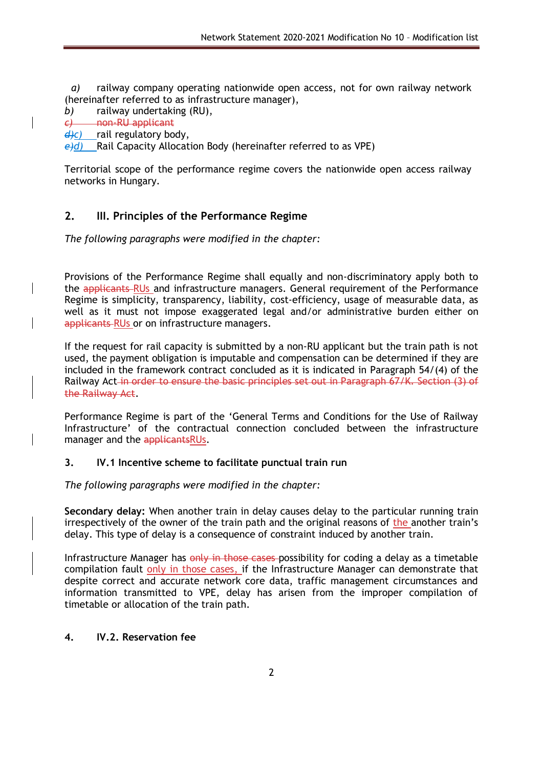*a)* railway company operating nationwide open access, not for own railway network (hereinafter referred to as infrastructure manager),

*b)* railway undertaking (RU),

~~*c)* non-RU applicant~~

~~*d)*~~*c)* rail regulatory body,

~~*e)*~~*d)* Rail Capacity Allocation Body (hereinafter referred to as VPE)

Territorial scope of the performance regime covers the nationwide open access railway networks in Hungary.

## 2. III. Principles of the Performance Regime

*The following paragraphs were modified in the chapter:*

Provisions of the Performance Regime shall equally and non-discriminatory apply both to the ~~applicants~~ RUs and infrastructure managers. General requirement of the Performance Regime is simplicity, transparency, liability, cost-efficiency, usage of measurable data, as well as it must not impose exaggerated legal and/or administrative burden either on ~~applicants~~ RUs or on infrastructure managers.

If the request for rail capacity is submitted by a non-RU applicant but the train path is not used, the payment obligation is imputable and compensation can be determined if they are included in the framework contract concluded as it is indicated in Paragraph 54/(4) of the Railway Act ~~in order to ensure the basic principles set out in Paragraph 67/K. Section (3) of the Railway Act~~.

Performance Regime is part of the 'General Terms and Conditions for the Use of Railway Infrastructure' of the contractual connection concluded between the infrastructure manager and the ~~applicants~~RUs.

## 3. IV.1 Incentive scheme to facilitate punctual train run

*The following paragraphs were modified in the chapter:*

**Secondary delay:** When another train in delay causes delay to the particular running train irrespectively of the owner of the train path and the original reasons of the another train's delay. This type of delay is a consequence of constraint induced by another train.

Infrastructure Manager has ~~only in those cases~~ possibility for coding a delay as a timetable compilation fault only in those cases, if the Infrastructure Manager can demonstrate that despite correct and accurate network core data, traffic management circumstances and information transmitted to VPE, delay has arisen from the improper compilation of timetable or allocation of the train path.

## 4. IV.2. Reservation fee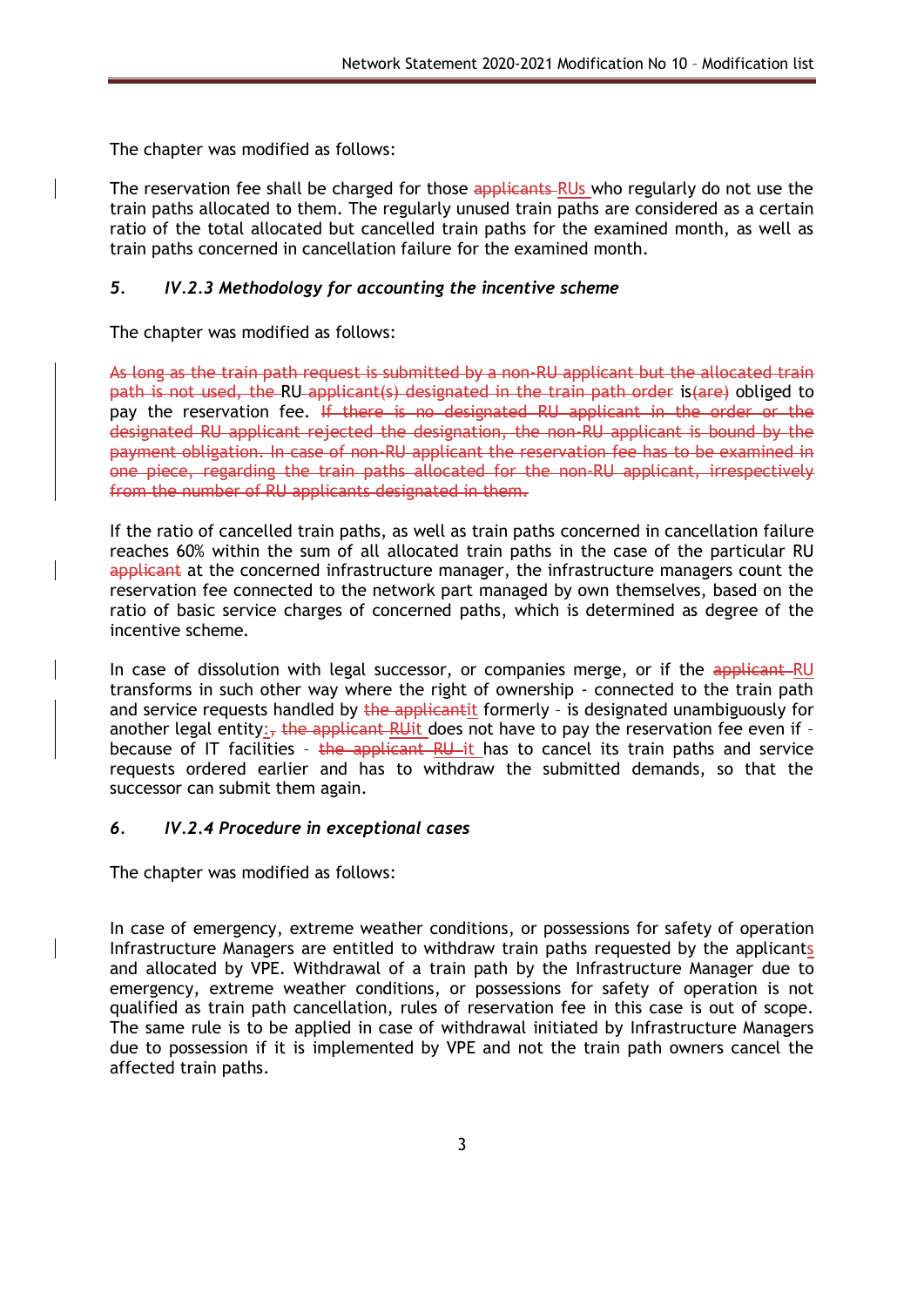The chapter was modified as follows:

The reservation fee shall be charged for those ~~applicants~~ RUs who regularly do not use the train paths allocated to them. The regularly unused train paths are considered as a certain ratio of the total allocated but cancelled train paths for the examined month, as well as train paths concerned in cancellation failure for the examined month.

### 5. *IV.2.3 Methodology for accounting the incentive scheme*

The chapter was modified as follows:

~~As long as the train path request is submitted by a non-RU applicant but the allocated train path is not used, the~~ RU ~~applicant(s) designated in the train path order~~ is~~(are)~~ obliged to pay the reservation fee. ~~If there is no designated RU applicant in the order or the designated RU applicant rejected the designation, the non-RU applicant is bound by the payment obligation. In case of non-RU applicant the reservation fee has to be examined in one piece, regarding the train paths allocated for the non-RU applicant, irrespectively from the number of RU applicants designated in them.~~

If the ratio of cancelled train paths, as well as train paths concerned in cancellation failure reaches 60% within the sum of all allocated train paths in the case of the particular RU ~~applicant~~ at the concerned infrastructure manager, the infrastructure managers count the reservation fee connected to the network part managed by own themselves, based on the ratio of basic service charges of concerned paths, which is determined as degree of the incentive scheme.

In case of dissolution with legal successor, or companies merge, or if the ~~applicant~~ RU transforms in such other way where the right of ownership - connected to the train path and service requests handled by ~~the applicant~~it formerly – is designated unambiguously for another legal entity;~~,~~ ~~the applicant RU~~it does not have to pay the reservation fee even if – because of IT facilities – ~~the applicant RU~~ it has to cancel its train paths and service requests ordered earlier and has to withdraw the submitted demands, so that the successor can submit them again.

### 6. *IV.2.4 Procedure in exceptional cases*

The chapter was modified as follows:

In case of emergency, extreme weather conditions, or possessions for safety of operation Infrastructure Managers are entitled to withdraw train paths requested by the applicants and allocated by VPE. Withdrawal of a train path by the Infrastructure Manager due to emergency, extreme weather conditions, or possessions for safety of operation is not qualified as train path cancellation, rules of reservation fee in this case is out of scope. The same rule is to be applied in case of withdrawal initiated by Infrastructure Managers due to possession if it is implemented by VPE and not the train path owners cancel the affected train paths.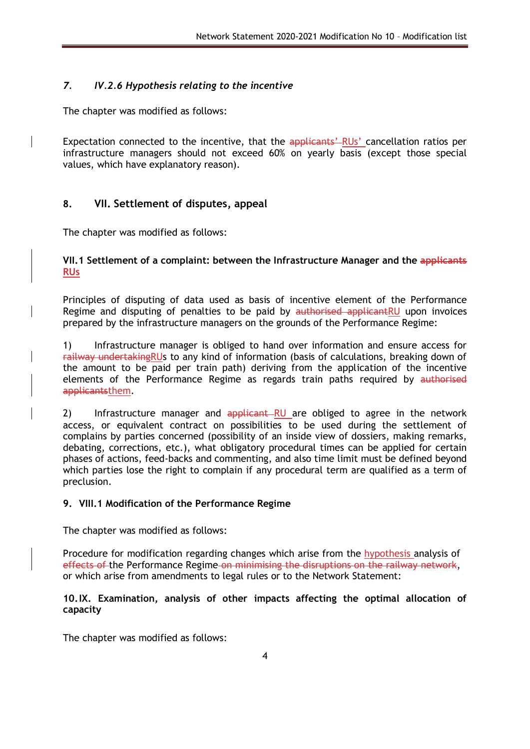## *7. IV.2.6 Hypothesis relating to the incentive*

The chapter was modified as follows:

Expectation connected to the incentive, that the ~~applicants'~~ RUs' cancellation ratios per infrastructure managers should not exceed 60% on yearly basis (except those special values, which have explanatory reason).

## 8. VII. Settlement of disputes, appeal

The chapter was modified as follows:

**VII.1 Settlement of a complaint: between the Infrastructure Manager and the ~~applicants~~ RUs**

Principles of disputing of data used as basis of incentive element of the Performance Regime and disputing of penalties to be paid by ~~authorised applicant~~RU upon invoices prepared by the infrastructure managers on the grounds of the Performance Regime:

1) Infrastructure manager is obliged to hand over information and ensure access for ~~railway undertaking~~RUs to any kind of information (basis of calculations, breaking down of the amount to be paid per train path) deriving from the application of the incentive elements of the Performance Regime as regards train paths required by ~~authorised applicants~~them.

2) Infrastructure manager and ~~applicant~~ RU are obliged to agree in the network access, or equivalent contract on possibilities to be used during the settlement of complains by parties concerned (possibility of an inside view of dossiers, making remarks, debating, corrections, etc.), what obligatory procedural times can be applied for certain phases of actions, feed-backs and commenting, and also time limit must be defined beyond which parties lose the right to complain if any procedural term are qualified as a term of preclusion.

## 9. VIII.1 Modification of the Performance Regime

The chapter was modified as follows:

Procedure for modification regarding changes which arise from the hypothesis analysis of ~~effects of~~ the Performance Regime ~~on minimising the disruptions on the railway network~~, or which arise from amendments to legal rules or to the Network Statement:

## 10. IX. Examination, analysis of other impacts affecting the optimal allocation of capacity

The chapter was modified as follows: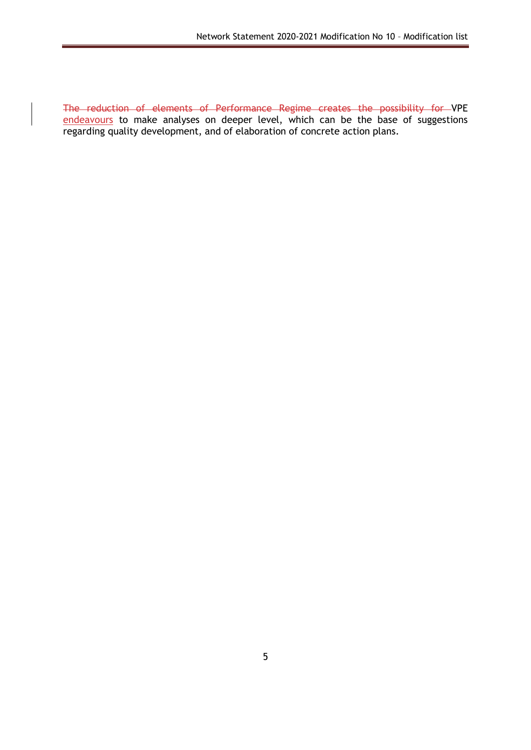~~The reduction of elements of Performance Regime creates the possibility for~~ VPE endeavours to make analyses on deeper level, which can be the base of suggestions regarding quality development, and of elaboration of concrete action plans.